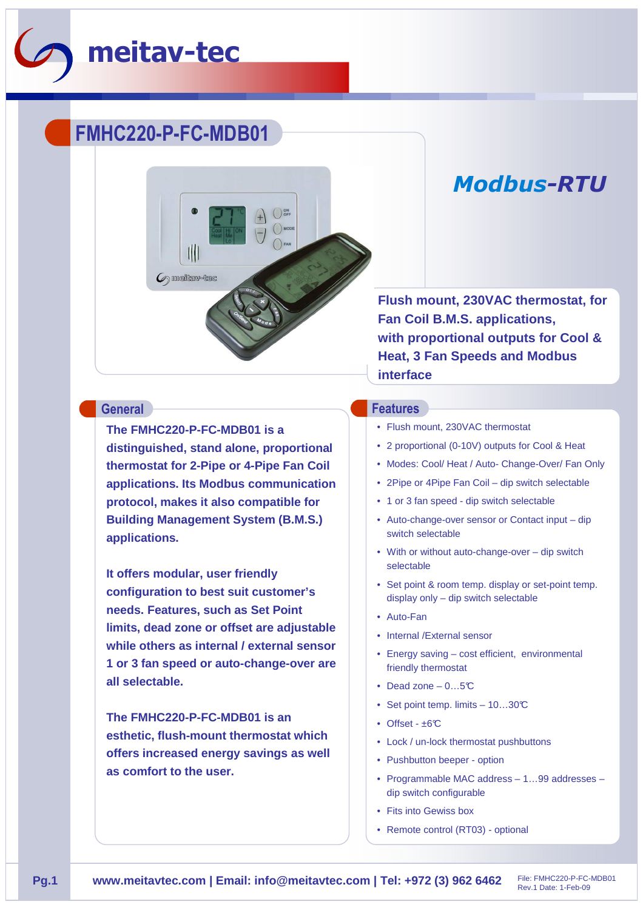# meitav-tec

## FMHC220-P-FC-MDB01

# *Modbus-RTU*

**Flush mount, 230VAC thermostat, for Fan Coil B.M.S. applications, with proportional outputs for Cool & Heat, 3 Fan Speeds and Modbus interface**

## General

**The FMHC220-P-FC-MDB01 is a distinguished, stand alone, proportional thermostat for 2-Pipe or 4-Pipe Fan Coil applications. Its Modbus communication protocol, makes it also compatible for Building Management System (B.M.S.) applications.**

**It offers modular, user friendly configuration to best suit customer's needs. Features, such as Set Point limits, dead zone or offset are adjustable while others as internal / external sensor 1 or 3 fan speed or auto-change-over are all selectable.**

**The FMHC220-P-FC-MDB01 is an esthetic, flush-mount thermostat which offers increased energy savings as well as comfort to the user.**

## Features

- Flush mount, 230VAC thermostat
- 2 proportional (0-10V) outputs for Cool & Heat
- Modes: Cool/ Heat / Auto- Change-Over/ Fan Only
- 2Pipe or 4Pipe Fan Coil – dip switch selectable
- 1 or 3 fan speed - dip switch selectable
- Auto-change-over sensor or Contact input – dip switch selectable
- With or without auto-change-over – dip switch selectable
- Set point & room temp. display or set-point temp. display only – dip switch selectable
- Auto-Fan
- Internal /External sensor
- Energy saving – cost efficient, environmental friendly thermostat
- Dead zone – 0…5℃
- Set point temp. limits – 10…30℃
- Offset - ±6℃
- Lock / un-lock thermostat pushbuttons
- Pushbutton beeper - option
- Programmable MAC address – 1…99 addresses – dip switch configurable
- Fits into Gewiss box
- Remote control (RT03) - optional

**www.meitavtec.com | Email: info@meitavtec.com | Tel: +972 (3) 962 6462**

File: FMHC220-P-FC-MDB01
Rev.1 Date: 1-Feb-09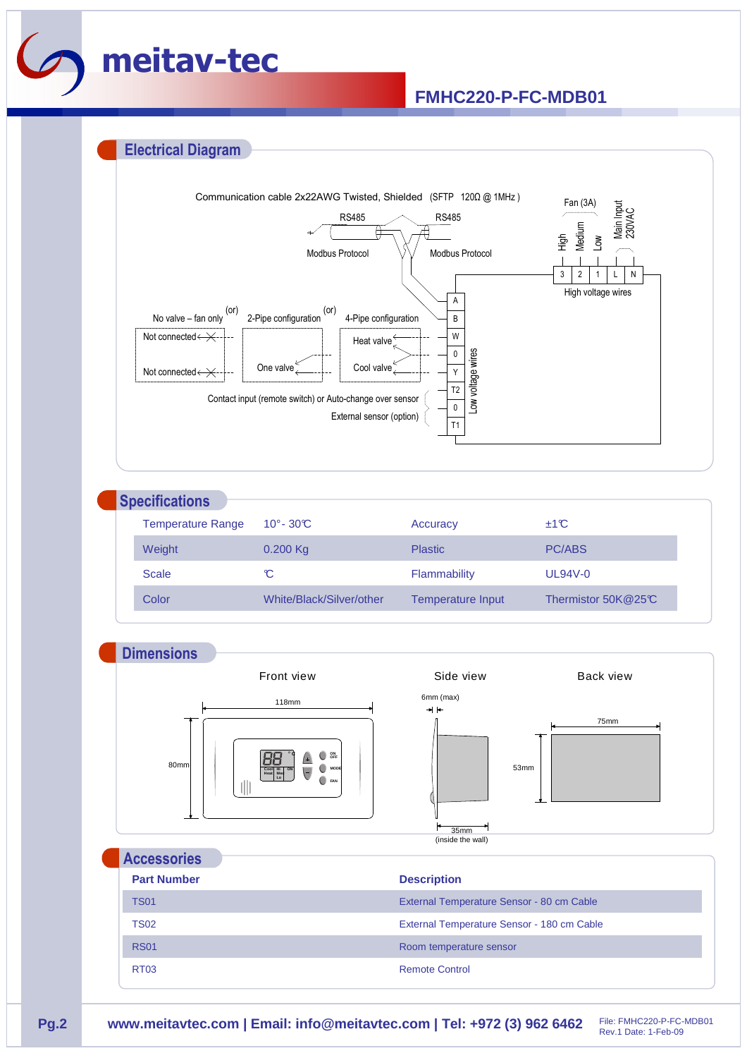# FMHC220-P-FC-MDB01

## Electrical Diagram

Communication cable 2x22AWG Twisted, Shielded (SFTP 120Ω @ 1MHz )

RS485

RS485

Modbus Protocol

Modbus Protocol

Fan (3A)

High

Medium

Low

Main Input 230VAC

3 | 2 | 1 | L | N

High voltage wires

No valve – fan only

(or)

2-Pipe configuration

(or)

4-Pipe configuration

Not connected

Not connected

One valve

Heat valve

Cool valve

A

B

W

0

Y

T2

0

T1

Low voltage wires

Contact input (remote switch) or Auto-change over sensor

External sensor (option)

## Specifications

| | | | |
|---|---|---|---|
| Temperature Range | 10°- 30℃ | Accuracy | ±1℃ |
| Weight | 0.200 Kg | Plastic | PC/ABS |
| Scale | ℃ | Flammability | UL94V-0 |
| Color | White/Black/Silver/other | Temperature Input | Thermistor 50K@25℃ |

## Dimensions

Front view

118mm

80mm

Side view

6mm (max)

35mm (inside the wall)

53mm

Back view

75mm

## Accessories

| Part Number | Description |
|---|---|
| TS01 | External Temperature Sensor - 80 cm Cable |
| TS02 | External Temperature Sensor - 180 cm Cable |
| RS01 | Room temperature sensor |
| RT03 | Remote Control |

www.meitavtec.com | Email: info@meitavtec.com | Tel: +972 (3) 962 6462

File: FMHC220-P-FC-MDB01
Rev.1 Date: 1-Feb-09